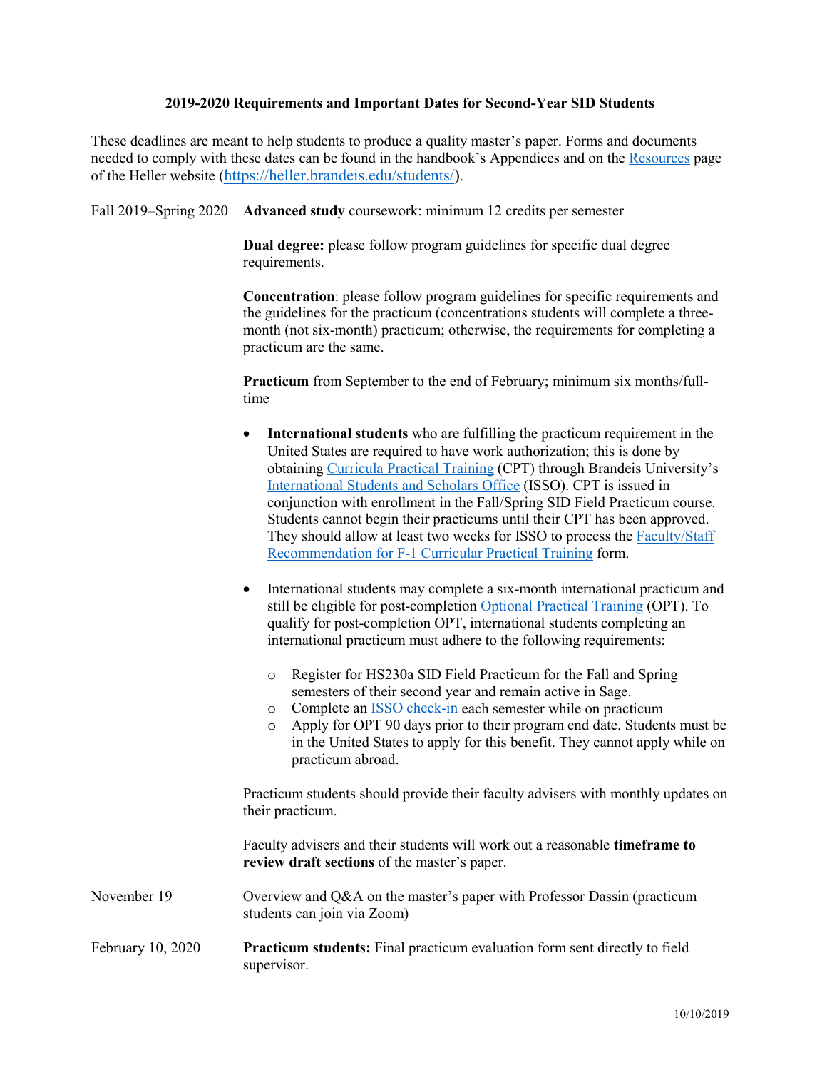## 2019-2020 Requirements and Important Dates for Second-Year SID Students

These deadlines are meant to help students to produce a quality master's paper. Forms and documents needed to comply with these dates can be found in the handbook's Appendices and on the [Resources](https://heller.brandeis.edu/students/) page of the Heller website (https://heller.brandeis.edu/students/).

**Fall 2019–Spring 2020**

**Advanced study** coursework: minimum 12 credits per semester

**Dual degree:** please follow program guidelines for specific dual degree requirements.

**Concentration**: please follow program guidelines for specific requirements and the guidelines for the practicum (concentrations students will complete a three-month (not six-month) practicum; otherwise, the requirements for completing a practicum are the same.

**Practicum** from September to the end of February; minimum six months/full-time

- **International students** who are fulfilling the practicum requirement in the United States are required to have work authorization; this is done by obtaining Curricula Practical Training (CPT) through Brandeis University's International Students and Scholars Office (ISSO). CPT is issued in conjunction with enrollment in the Fall/Spring SID Field Practicum course. Students cannot begin their practicums until their CPT has been approved. They should allow at least two weeks for ISSO to process the Faculty/Staff Recommendation for F-1 Curricular Practical Training form.
- International students may complete a six-month international practicum and still be eligible for post-completion Optional Practical Training (OPT). To qualify for post-completion OPT, international students completing an international practicum must adhere to the following requirements:
  - Register for HS230a SID Field Practicum for the Fall and Spring semesters of their second year and remain active in Sage.
  - Complete an ISSO check-in each semester while on practicum
  - Apply for OPT 90 days prior to their program end date. Students must be in the United States to apply for this benefit. They cannot apply while on practicum abroad.

Practicum students should provide their faculty advisers with monthly updates on their practicum.

Faculty advisers and their students will work out a reasonable **timeframe to review draft sections** of the master's paper.

**November 19**

Overview and Q&A on the master's paper with Professor Dassin (practicum students can join via Zoom)

**February 10, 2020**

**Practicum students:** Final practicum evaluation form sent directly to field supervisor.

10/10/2019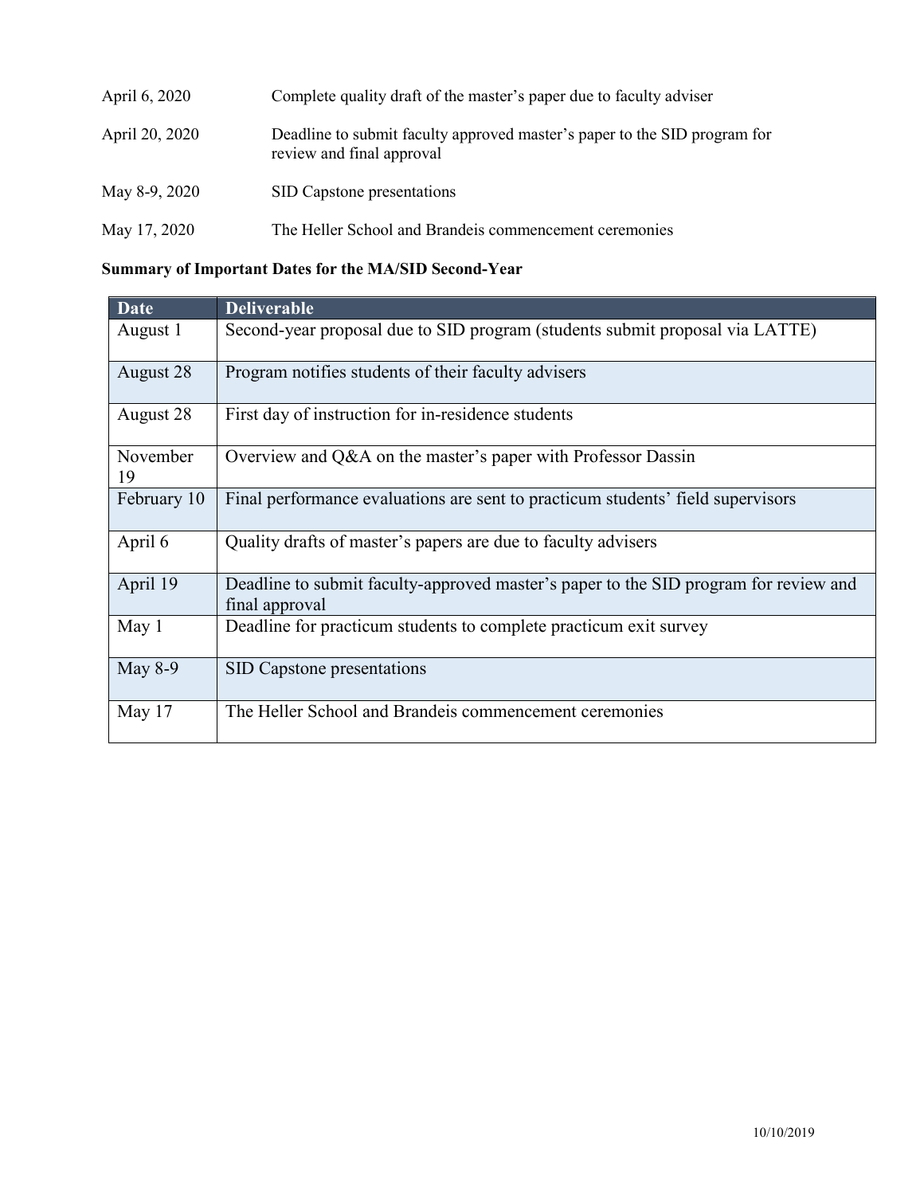| | |
|---|---|
| April 6, 2020 | Complete quality draft of the master's paper due to faculty adviser |
| April 20, 2020 | Deadline to submit faculty approved master's paper to the SID program for review and final approval |
| May 8-9, 2020 | SID Capstone presentations |
| May 17, 2020 | The Heller School and Brandeis commencement ceremonies |

**Summary of Important Dates for the MA/SID Second-Year**

| Date | Deliverable |
|---|---|
| August 1 | Second-year proposal due to SID program (students submit proposal via LATTE) |
| August 28 | Program notifies students of their faculty advisers |
| August 28 | First day of instruction for in-residence students |
| November 19 | Overview and Q&A on the master's paper with Professor Dassin |
| February 10 | Final performance evaluations are sent to practicum students' field supervisors |
| April 6 | Quality drafts of master's papers are due to faculty advisers |
| April 19 | Deadline to submit faculty-approved master's paper to the SID program for review and final approval |
| May 1 | Deadline for practicum students to complete practicum exit survey |
| May 8-9 | SID Capstone presentations |
| May 17 | The Heller School and Brandeis commencement ceremonies |

10/10/2019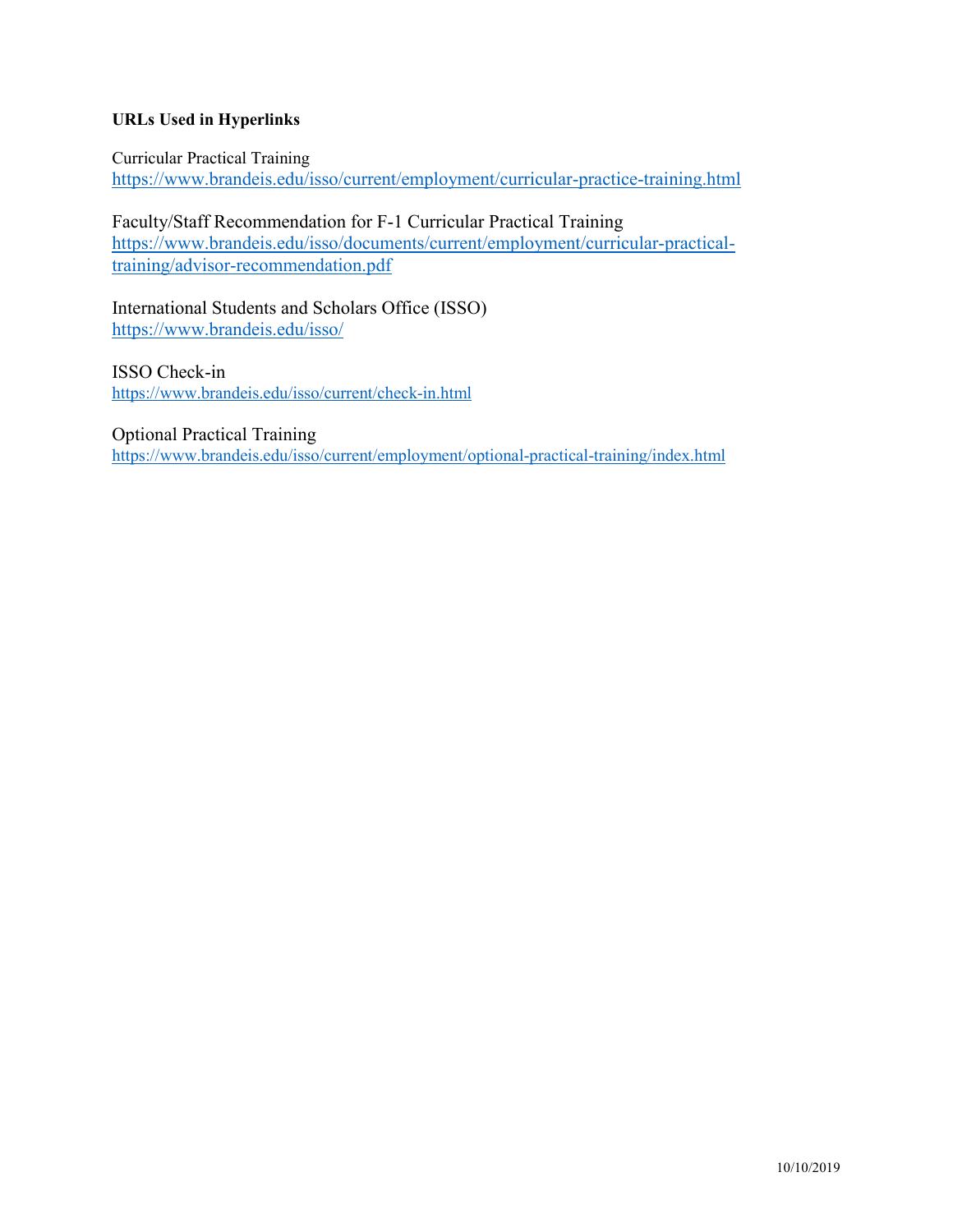**URLs Used in Hyperlinks**

Curricular Practical Training
https://www.brandeis.edu/isso/current/employment/curricular-practice-training.html

Faculty/Staff Recommendation for F-1 Curricular Practical Training
https://www.brandeis.edu/isso/documents/current/employment/curricular-practical-training/advisor-recommendation.pdf

International Students and Scholars Office (ISSO)
https://www.brandeis.edu/isso/

ISSO Check-in
https://www.brandeis.edu/isso/current/check-in.html

Optional Practical Training
https://www.brandeis.edu/isso/current/employment/optional-practical-training/index.html

10/10/2019